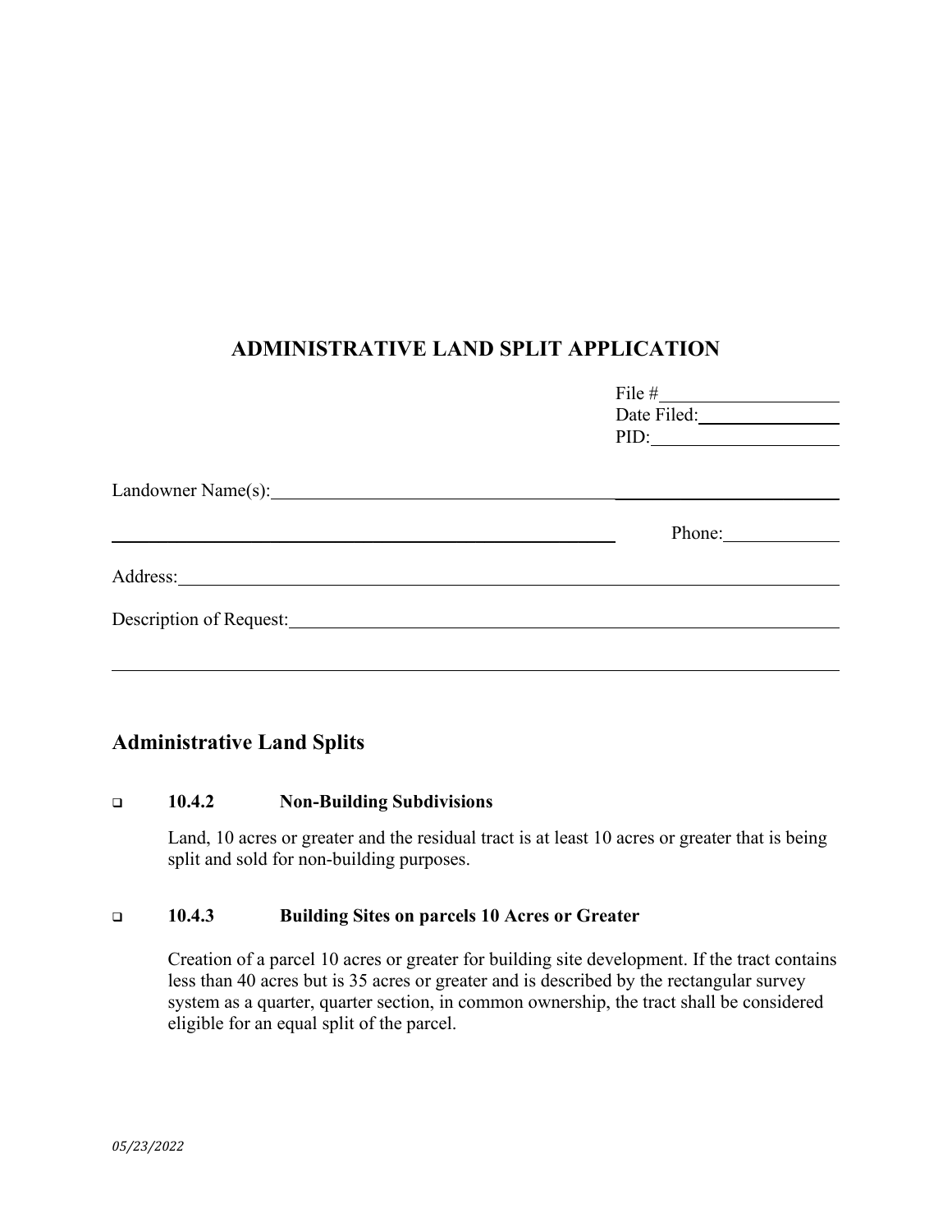# ADMINISTRATIVE LAND SPLIT APPLICATION

File #\_\_\_\_\_\_\_\_\_\_\_\_\_\_\_\_\_\_\_\_

Date Filed:\_\_\_\_\_\_\_\_\_\_\_\_\_\_\_\_\_

PID:\_\_\_\_\_\_\_\_\_\_\_\_\_\_\_\_\_\_\_\_\_\_

Landowner Name(s):\_\_\_\_\_\_\_\_\_\_\_\_\_\_\_\_\_\_\_\_\_\_\_\_\_\_\_\_\_\_\_\_\_\_\_\_\_\_\_\_\_\_\_\_\_\_\_\_\_\_\_\_\_\_\_\_\_\_\_\_\_\_

\_\_\_\_\_\_\_\_\_\_\_\_\_\_\_\_\_\_\_\_\_\_\_\_\_\_\_\_\_\_\_\_\_\_\_\_\_\_\_\_\_\_\_\_\_\_\_\_\_\_\_\_\_\_\_\_\_\_ Phone:\_\_\_\_\_\_\_\_\_\_\_\_\_

Address:\_\_\_\_\_\_\_\_\_\_\_\_\_\_\_\_\_\_\_\_\_\_\_\_\_\_\_\_\_\_\_\_\_\_\_\_\_\_\_\_\_\_\_\_\_\_\_\_\_\_\_\_\_\_\_\_\_\_\_\_\_\_\_\_\_\_\_\_\_\_\_\_\_\_\_

Description of Request:\_\_\_\_\_\_\_\_\_\_\_\_\_\_\_\_\_\_\_\_\_\_\_\_\_\_\_\_\_\_\_\_\_\_\_\_\_\_\_\_\_\_\_\_\_\_\_\_\_\_\_\_\_\_\_\_\_\_\_\_\_\_

\_\_\_\_\_\_\_\_\_\_\_\_\_\_\_\_\_\_\_\_\_\_\_\_\_\_\_\_\_\_\_\_\_\_\_\_\_\_\_\_\_\_\_\_\_\_\_\_\_\_\_\_\_\_\_\_\_\_\_\_\_\_\_\_\_\_\_\_\_\_\_\_\_\_\_\_\_\_\_\_\_

## Administrative Land Splits

- ☐ **10.4.2 Non-Building Subdivisions**

  Land, 10 acres or greater and the residual tract is at least 10 acres or greater that is being split and sold for non-building purposes.

- ☐ **10.4.3 Building Sites on parcels 10 Acres or Greater**

  Creation of a parcel 10 acres or greater for building site development. If the tract contains less than 40 acres but is 35 acres or greater and is described by the rectangular survey system as a quarter, quarter section, in common ownership, the tract shall be considered eligible for an equal split of the parcel.

*05/23/2022*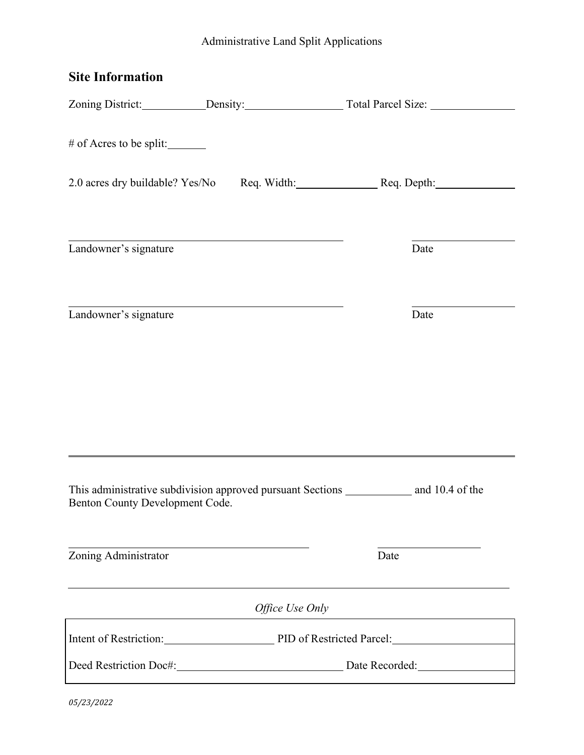Administrative Land Split Applications

## Site Information

Zoning District:___________ Density:_________________ Total Parcel Size: _______________

# of Acres to be split:_______

2.0 acres dry buildable? Yes/No    Req. Width:_______________ Req. Depth:_______________

_____________________________________________    ___________________
Landowner's signature    Date

_____________________________________________    ___________________
Landowner's signature    Date

---

This administrative subdivision approved pursuant Sections ____________ and 10.4 of the Benton County Development Code.

_____________________________________________    ___________________
Zoning Administrator    Date

---

*Office Use Only*

| | |
|---|---|
| Intent of Restriction:____________________ | PID of Restricted Parcel:______________________ |
| Deed Restriction Doc#:______________________________ | Date Recorded:_________________ |

*05/23/2022*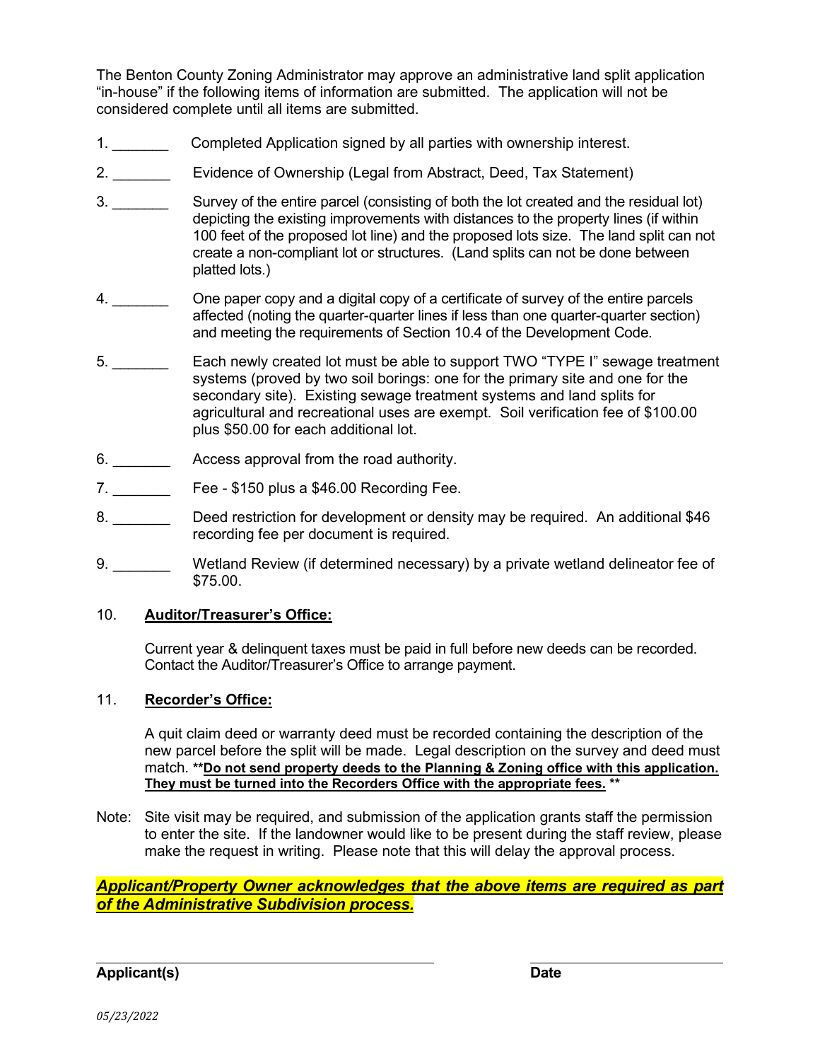The Benton County Zoning Administrator may approve an administrative land split application "in-house" if the following items of information are submitted. The application will not be considered complete until all items are submitted.

1. _______ Completed Application signed by all parties with ownership interest.

2. _______ Evidence of Ownership (Legal from Abstract, Deed, Tax Statement)

3. _______ Survey of the entire parcel (consisting of both the lot created and the residual lot) depicting the existing improvements with distances to the property lines (if within 100 feet of the proposed lot line) and the proposed lots size. The land split can not create a non-compliant lot or structures. (Land splits can not be done between platted lots.)

4. _______ One paper copy and a digital copy of a certificate of survey of the entire parcels affected (noting the quarter-quarter lines if less than one quarter-quarter section) and meeting the requirements of Section 10.4 of the Development Code.

5. _______ Each newly created lot must be able to support TWO "TYPE I" sewage treatment systems (proved by two soil borings: one for the primary site and one for the secondary site). Existing sewage treatment systems and land splits for agricultural and recreational uses are exempt. Soil verification fee of $100.00 plus $50.00 for each additional lot.

6. _______ Access approval from the road authority.

7. _______ Fee - $150 plus a $46.00 Recording Fee.

8. _______ Deed restriction for development or density may be required. An additional $46 recording fee per document is required.

9. _______ Wetland Review (if determined necessary) by a private wetland delineator fee of $75.00.

10. **Auditor/Treasurer's Office:**

    Current year & delinquent taxes must be paid in full before new deeds can be recorded. Contact the Auditor/Treasurer's Office to arrange payment.

11. **Recorder's Office:**

    A quit claim deed or warranty deed must be recorded containing the description of the new parcel before the split will be made. Legal description on the survey and deed must match. **Do not send property deeds to the Planning & Zoning office with this application. They must be turned into the Recorders Office with the appropriate fees.**

Note: Site visit may be required, and submission of the application grants staff the permission to enter the site. If the landowner would like to be present during the staff review, please make the request in writing. Please note that this will delay the approval process.

***Applicant/Property Owner acknowledges that the above items are required as part of the Administrative Subdivision process.***

_________________________________________ &nbsp;&nbsp;&nbsp;&nbsp; ________________________

**Applicant(s)** &nbsp;&nbsp;&nbsp;&nbsp; **Date**

*05/23/2022*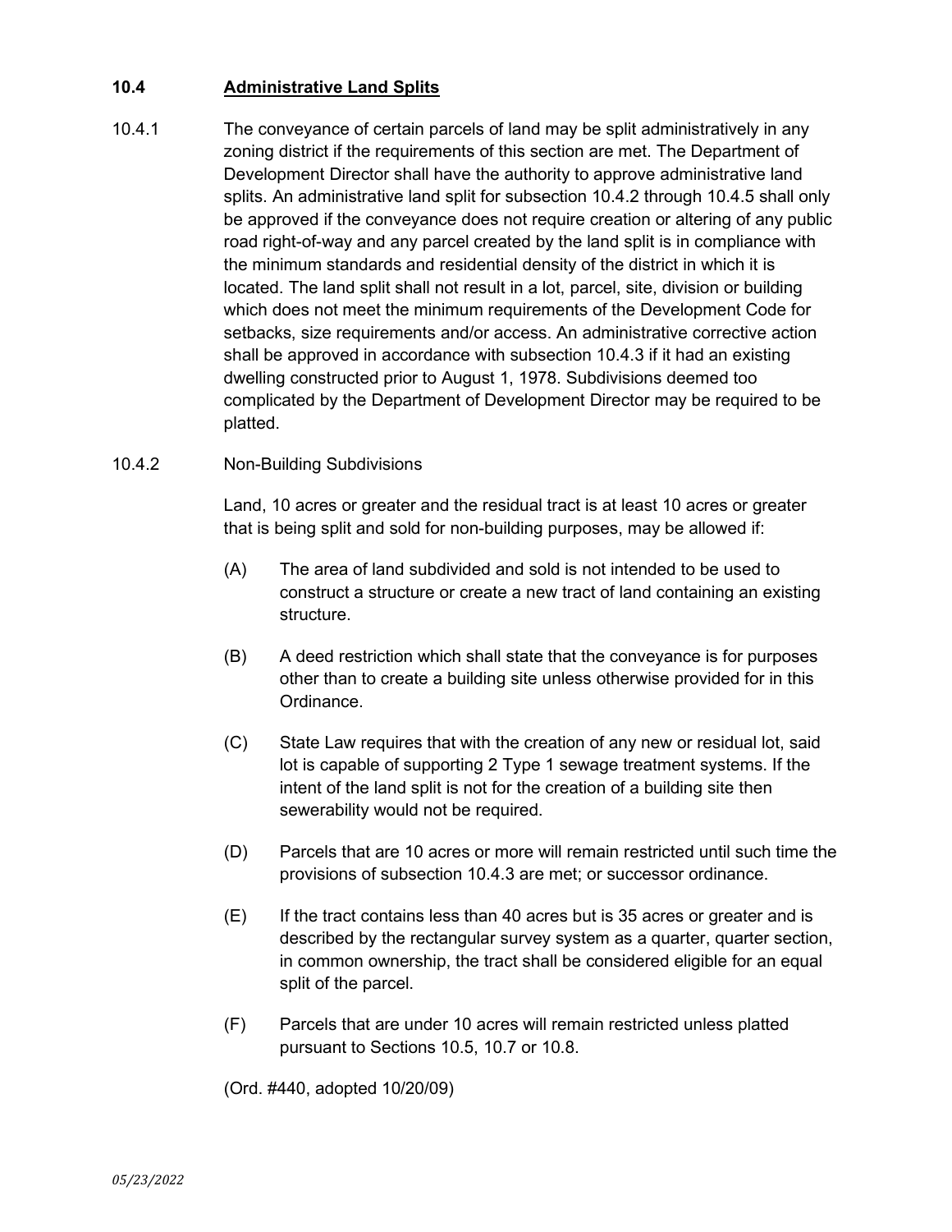## 10.4 Administrative Land Splits

10.4.1 The conveyance of certain parcels of land may be split administratively in any zoning district if the requirements of this section are met. The Department of Development Director shall have the authority to approve administrative land splits. An administrative land split for subsection 10.4.2 through 10.4.5 shall only be approved if the conveyance does not require creation or altering of any public road right-of-way and any parcel created by the land split is in compliance with the minimum standards and residential density of the district in which it is located. The land split shall not result in a lot, parcel, site, division or building which does not meet the minimum requirements of the Development Code for setbacks, size requirements and/or access. An administrative corrective action shall be approved in accordance with subsection 10.4.3 if it had an existing dwelling constructed prior to August 1, 1978. Subdivisions deemed too complicated by the Department of Development Director may be required to be platted.

10.4.2 Non-Building Subdivisions

Land, 10 acres or greater and the residual tract is at least 10 acres or greater that is being split and sold for non-building purposes, may be allowed if:

(A) The area of land subdivided and sold is not intended to be used to construct a structure or create a new tract of land containing an existing structure.

(B) A deed restriction which shall state that the conveyance is for purposes other than to create a building site unless otherwise provided for in this Ordinance.

(C) State Law requires that with the creation of any new or residual lot, said lot is capable of supporting 2 Type 1 sewage treatment systems. If the intent of the land split is not for the creation of a building site then sewerability would not be required.

(D) Parcels that are 10 acres or more will remain restricted until such time the provisions of subsection 10.4.3 are met; or successor ordinance.

(E) If the tract contains less than 40 acres but is 35 acres or greater and is described by the rectangular survey system as a quarter, quarter section, in common ownership, the tract shall be considered eligible for an equal split of the parcel.

(F) Parcels that are under 10 acres will remain restricted unless platted pursuant to Sections 10.5, 10.7 or 10.8.

(Ord. #440, adopted 10/20/09)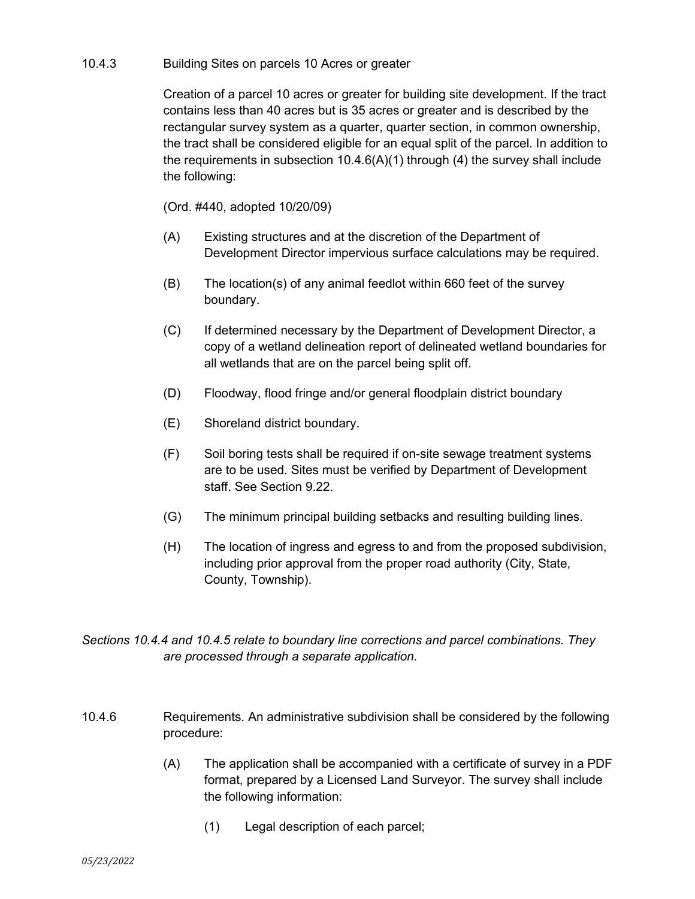10.4.3 Building Sites on parcels 10 Acres or greater

Creation of a parcel 10 acres or greater for building site development. If the tract contains less than 40 acres but is 35 acres or greater and is described by the rectangular survey system as a quarter, quarter section, in common ownership, the tract shall be considered eligible for an equal split of the parcel. In addition to the requirements in subsection 10.4.6(A)(1) through (4) the survey shall include the following:

(Ord. #440, adopted 10/20/09)

(A) Existing structures and at the discretion of the Department of Development Director impervious surface calculations may be required.

(B) The location(s) of any animal feedlot within 660 feet of the survey boundary.

(C) If determined necessary by the Department of Development Director, a copy of a wetland delineation report of delineated wetland boundaries for all wetlands that are on the parcel being split off.

(D) Floodway, flood fringe and/or general floodplain district boundary

(E) Shoreland district boundary.

(F) Soil boring tests shall be required if on-site sewage treatment systems are to be used. Sites must be verified by Department of Development staff. See Section 9.22.

(G) The minimum principal building setbacks and resulting building lines.

(H) The location of ingress and egress to and from the proposed subdivision, including prior approval from the proper road authority (City, State, County, Township).

*Sections 10.4.4 and 10.4.5 relate to boundary line corrections and parcel combinations. They are processed through a separate application.*

10.4.6 Requirements. An administrative subdivision shall be considered by the following procedure:

(A) The application shall be accompanied with a certificate of survey in a PDF format, prepared by a Licensed Land Surveyor. The survey shall include the following information:

(1) Legal description of each parcel;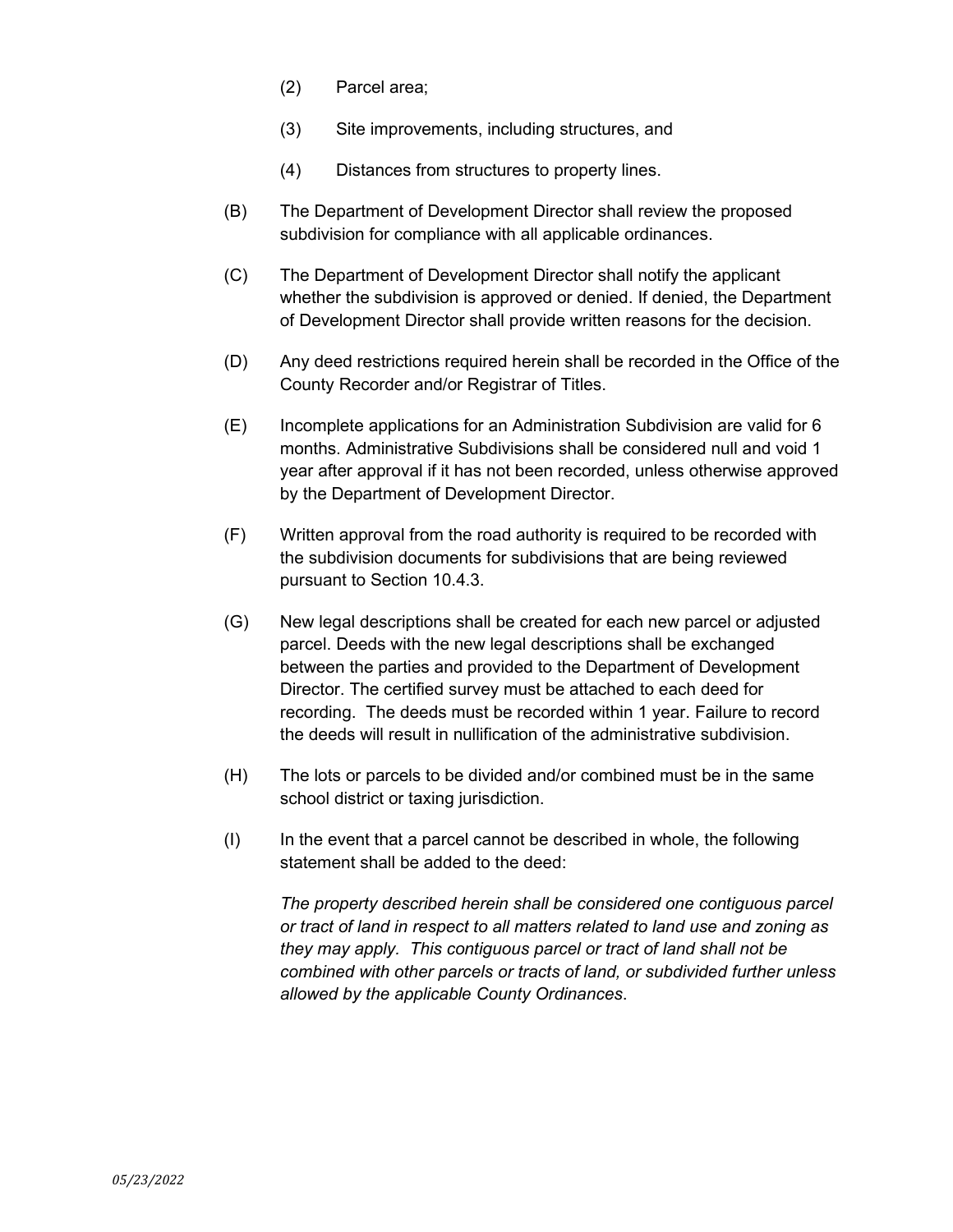(2) Parcel area;

(3) Site improvements, including structures, and

(4) Distances from structures to property lines.

(B) The Department of Development Director shall review the proposed subdivision for compliance with all applicable ordinances.

(C) The Department of Development Director shall notify the applicant whether the subdivision is approved or denied. If denied, the Department of Development Director shall provide written reasons for the decision.

(D) Any deed restrictions required herein shall be recorded in the Office of the County Recorder and/or Registrar of Titles.

(E) Incomplete applications for an Administration Subdivision are valid for 6 months. Administrative Subdivisions shall be considered null and void 1 year after approval if it has not been recorded, unless otherwise approved by the Department of Development Director.

(F) Written approval from the road authority is required to be recorded with the subdivision documents for subdivisions that are being reviewed pursuant to Section 10.4.3.

(G) New legal descriptions shall be created for each new parcel or adjusted parcel. Deeds with the new legal descriptions shall be exchanged between the parties and provided to the Department of Development Director. The certified survey must be attached to each deed for recording. The deeds must be recorded within 1 year. Failure to record the deeds will result in nullification of the administrative subdivision.

(H) The lots or parcels to be divided and/or combined must be in the same school district or taxing jurisdiction.

(I) In the event that a parcel cannot be described in whole, the following statement shall be added to the deed:

*The property described herein shall be considered one contiguous parcel or tract of land in respect to all matters related to land use and zoning as they may apply. This contiguous parcel or tract of land shall not be combined with other parcels or tracts of land, or subdivided further unless allowed by the applicable County Ordinances*.